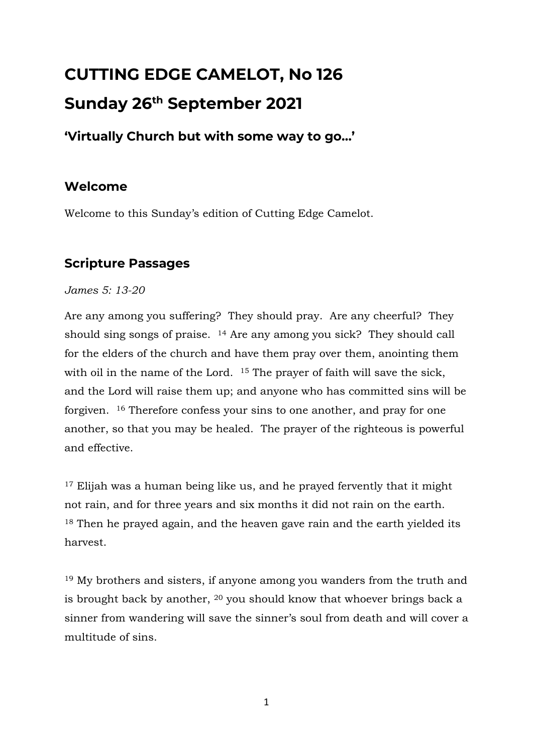# CUTTING EDGE CAMELOT, No 126

# Sunday 26th September 2021

### 'Virtually Church but with some way to go…'

## Welcome

Welcome to this Sunday's edition of Cutting Edge Camelot.

## Scripture Passages

*James 5: 13-20*

Are any among you suffering? They should pray. Are any cheerful? They should sing songs of praise. [14] Are any among you sick? They should call for the elders of the church and have them pray over them, anointing them with oil in the name of the Lord. [15] The prayer of faith will save the sick, and the Lord will raise them up; and anyone who has committed sins will be forgiven. [16] Therefore confess your sins to one another, and pray for one another, so that you may be healed. The prayer of the righteous is powerful and effective.

[17] Elijah was a human being like us, and he prayed fervently that it might not rain, and for three years and six months it did not rain on the earth. [18] Then he prayed again, and the heaven gave rain and the earth yielded its harvest.

[19] My brothers and sisters, if anyone among you wanders from the truth and is brought back by another, [20] you should know that whoever brings back a sinner from wandering will save the sinner's soul from death and will cover a multitude of sins.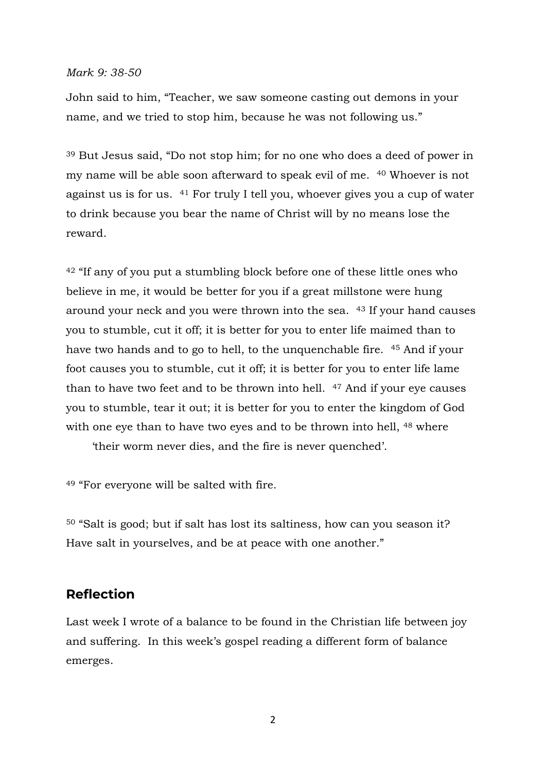*Mark 9: 38-50*

John said to him, "Teacher, we saw someone casting out demons in your name, and we tried to stop him, because he was not following us."

[39] But Jesus said, "Do not stop him; for no one who does a deed of power in my name will be able soon afterward to speak evil of me. [40] Whoever is not against us is for us. [41] For truly I tell you, whoever gives you a cup of water to drink because you bear the name of Christ will by no means lose the reward.

[42] "If any of you put a stumbling block before one of these little ones who believe in me, it would be better for you if a great millstone were hung around your neck and you were thrown into the sea. [43] If your hand causes you to stumble, cut it off; it is better for you to enter life maimed than to have two hands and to go to hell, to the unquenchable fire. [45] And if your foot causes you to stumble, cut it off; it is better for you to enter life lame than to have two feet and to be thrown into hell. [47] And if your eye causes you to stumble, tear it out; it is better for you to enter the kingdom of God with one eye than to have two eyes and to be thrown into hell, [48] where

'their worm never dies, and the fire is never quenched'.

[49] "For everyone will be salted with fire.

[50] "Salt is good; but if salt has lost its saltiness, how can you season it? Have salt in yourselves, and be at peace with one another."

## Reflection

Last week I wrote of a balance to be found in the Christian life between joy and suffering. In this week's gospel reading a different form of balance emerges.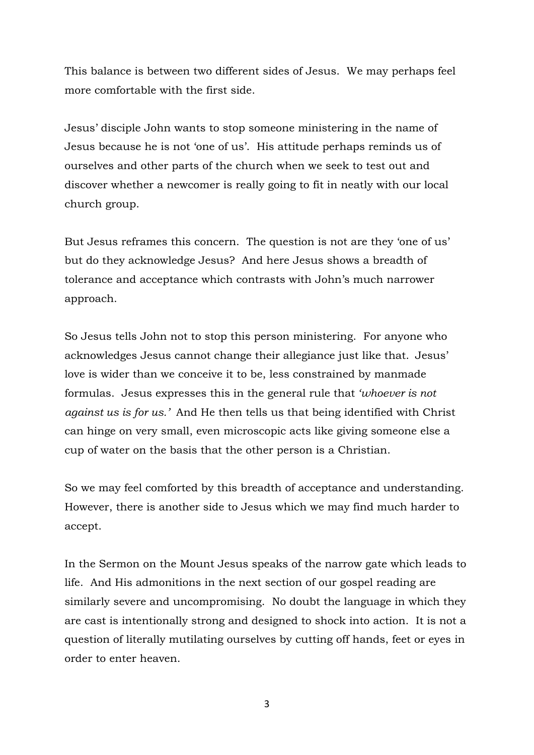This balance is between two different sides of Jesus. We may perhaps feel more comfortable with the first side.

Jesus' disciple John wants to stop someone ministering in the name of Jesus because he is not 'one of us'. His attitude perhaps reminds us of ourselves and other parts of the church when we seek to test out and discover whether a newcomer is really going to fit in neatly with our local church group.

But Jesus reframes this concern. The question is not are they 'one of us' but do they acknowledge Jesus? And here Jesus shows a breadth of tolerance and acceptance which contrasts with John's much narrower approach.

So Jesus tells John not to stop this person ministering. For anyone who acknowledges Jesus cannot change their allegiance just like that. Jesus' love is wider than we conceive it to be, less constrained by manmade formulas. Jesus expresses this in the general rule that *'whoever is not against us is for us.'* And He then tells us that being identified with Christ can hinge on very small, even microscopic acts like giving someone else a cup of water on the basis that the other person is a Christian.

So we may feel comforted by this breadth of acceptance and understanding. However, there is another side to Jesus which we may find much harder to accept.

In the Sermon on the Mount Jesus speaks of the narrow gate which leads to life. And His admonitions in the next section of our gospel reading are similarly severe and uncompromising. No doubt the language in which they are cast is intentionally strong and designed to shock into action. It is not a question of literally mutilating ourselves by cutting off hands, feet or eyes in order to enter heaven.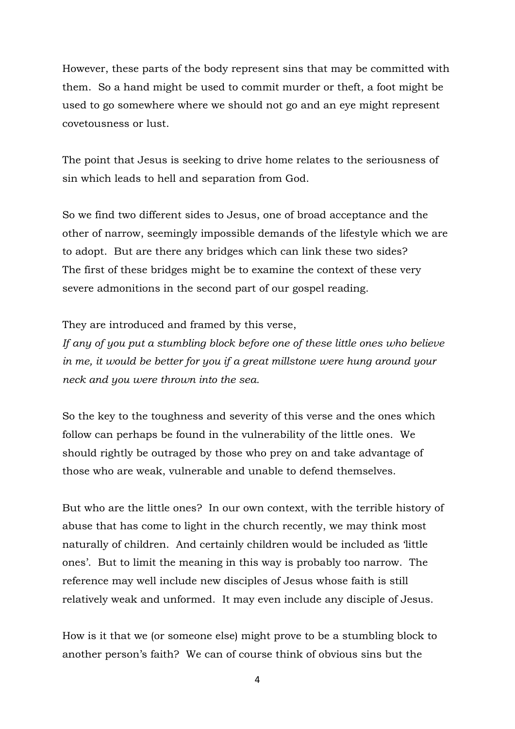However, these parts of the body represent sins that may be committed with them. So a hand might be used to commit murder or theft, a foot might be used to go somewhere where we should not go and an eye might represent covetousness or lust.

The point that Jesus is seeking to drive home relates to the seriousness of sin which leads to hell and separation from God.

So we find two different sides to Jesus, one of broad acceptance and the other of narrow, seemingly impossible demands of the lifestyle which we are to adopt. But are there any bridges which can link these two sides? The first of these bridges might be to examine the context of these very severe admonitions in the second part of our gospel reading.

They are introduced and framed by this verse,
*If any of you put a stumbling block before one of these little ones who believe in me, it would be better for you if a great millstone were hung around your neck and you were thrown into the sea.*

So the key to the toughness and severity of this verse and the ones which follow can perhaps be found in the vulnerability of the little ones. We should rightly be outraged by those who prey on and take advantage of those who are weak, vulnerable and unable to defend themselves.

But who are the little ones? In our own context, with the terrible history of abuse that has come to light in the church recently, we may think most naturally of children. And certainly children would be included as 'little ones'. But to limit the meaning in this way is probably too narrow. The reference may well include new disciples of Jesus whose faith is still relatively weak and unformed. It may even include any disciple of Jesus.

How is it that we (or someone else) might prove to be a stumbling block to another person's faith? We can of course think of obvious sins but the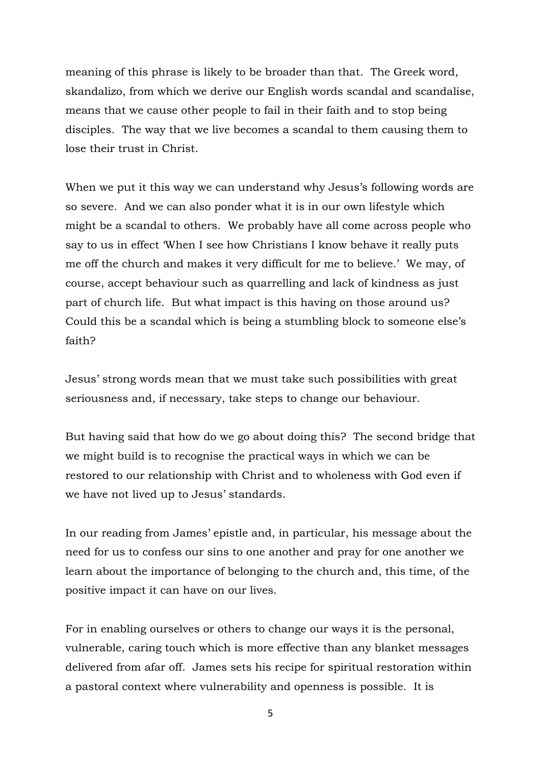meaning of this phrase is likely to be broader than that. The Greek word, skandalizo, from which we derive our English words scandal and scandalise, means that we cause other people to fail in their faith and to stop being disciples. The way that we live becomes a scandal to them causing them to lose their trust in Christ.

When we put it this way we can understand why Jesus's following words are so severe. And we can also ponder what it is in our own lifestyle which might be a scandal to others. We probably have all come across people who say to us in effect 'When I see how Christians I know behave it really puts me off the church and makes it very difficult for me to believe.' We may, of course, accept behaviour such as quarrelling and lack of kindness as just part of church life. But what impact is this having on those around us? Could this be a scandal which is being a stumbling block to someone else's faith?

Jesus' strong words mean that we must take such possibilities with great seriousness and, if necessary, take steps to change our behaviour.

But having said that how do we go about doing this? The second bridge that we might build is to recognise the practical ways in which we can be restored to our relationship with Christ and to wholeness with God even if we have not lived up to Jesus' standards.

In our reading from James' epistle and, in particular, his message about the need for us to confess our sins to one another and pray for one another we learn about the importance of belonging to the church and, this time, of the positive impact it can have on our lives.

For in enabling ourselves or others to change our ways it is the personal, vulnerable, caring touch which is more effective than any blanket messages delivered from afar off. James sets his recipe for spiritual restoration within a pastoral context where vulnerability and openness is possible. It is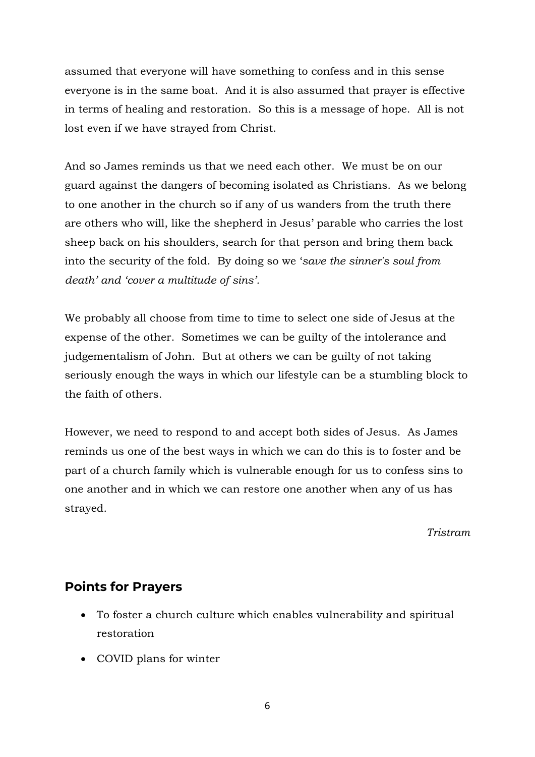assumed that everyone will have something to confess and in this sense everyone is in the same boat. And it is also assumed that prayer is effective in terms of healing and restoration. So this is a message of hope. All is not lost even if we have strayed from Christ.

And so James reminds us that we need each other. We must be on our guard against the dangers of becoming isolated as Christians. As we belong to one another in the church so if any of us wanders from the truth there are others who will, like the shepherd in Jesus' parable who carries the lost sheep back on his shoulders, search for that person and bring them back into the security of the fold. By doing so we '*save the sinner's soul from death' and 'cover a multitude of sins'*.

We probably all choose from time to time to select one side of Jesus at the expense of the other. Sometimes we can be guilty of the intolerance and judgementalism of John. But at others we can be guilty of not taking seriously enough the ways in which our lifestyle can be a stumbling block to the faith of others.

However, we need to respond to and accept both sides of Jesus. As James reminds us one of the best ways in which we can do this is to foster and be part of a church family which is vulnerable enough for us to confess sins to one another and in which we can restore one another when any of us has strayed.

*Tristram*

## Points for Prayers

- To foster a church culture which enables vulnerability and spiritual restoration
- COVID plans for winter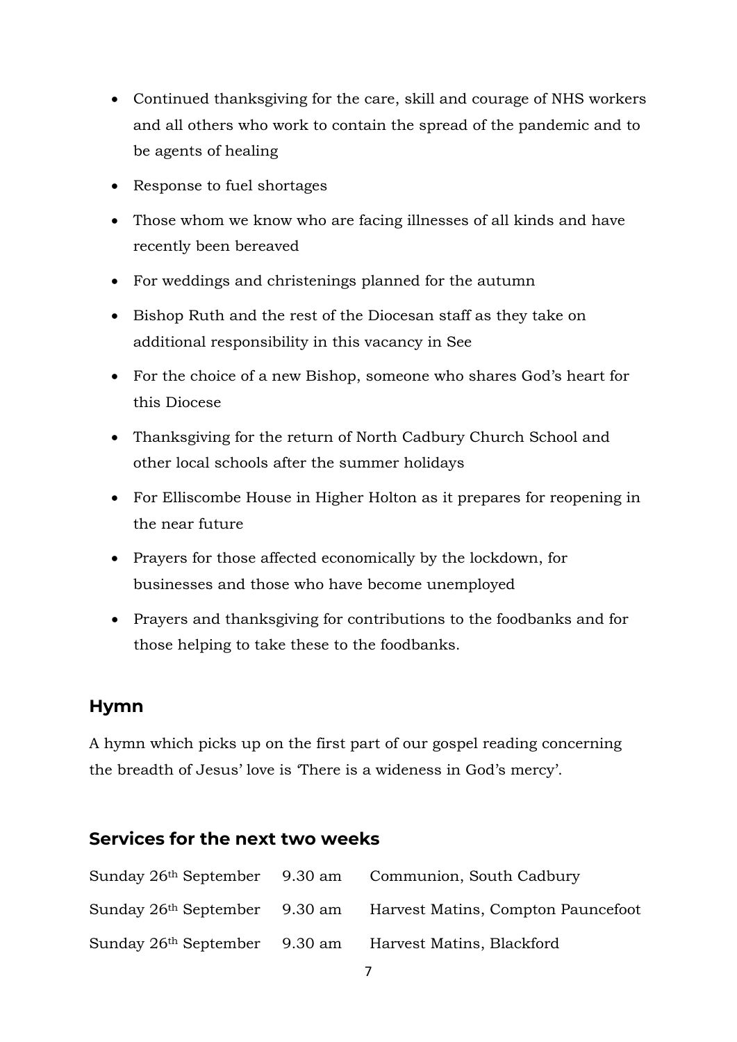- Continued thanksgiving for the care, skill and courage of NHS workers and all others who work to contain the spread of the pandemic and to be agents of healing
- Response to fuel shortages
- Those whom we know who are facing illnesses of all kinds and have recently been bereaved
- For weddings and christenings planned for the autumn
- Bishop Ruth and the rest of the Diocesan staff as they take on additional responsibility in this vacancy in See
- For the choice of a new Bishop, someone who shares God's heart for this Diocese
- Thanksgiving for the return of North Cadbury Church School and other local schools after the summer holidays
- For Elliscombe House in Higher Holton as it prepares for reopening in the near future
- Prayers for those affected economically by the lockdown, for businesses and those who have become unemployed
- Prayers and thanksgiving for contributions to the foodbanks and for those helping to take these to the foodbanks.

## Hymn

A hymn which picks up on the first part of our gospel reading concerning the breadth of Jesus' love is 'There is a wideness in God's mercy'.

## Services for the next two weeks

| | | |
|---|---|---|
| Sunday 26th September | 9.30 am | Communion, South Cadbury |
| Sunday 26th September | 9.30 am | Harvest Matins, Compton Pauncefoot |
| Sunday 26th September | 9.30 am | Harvest Matins, Blackford |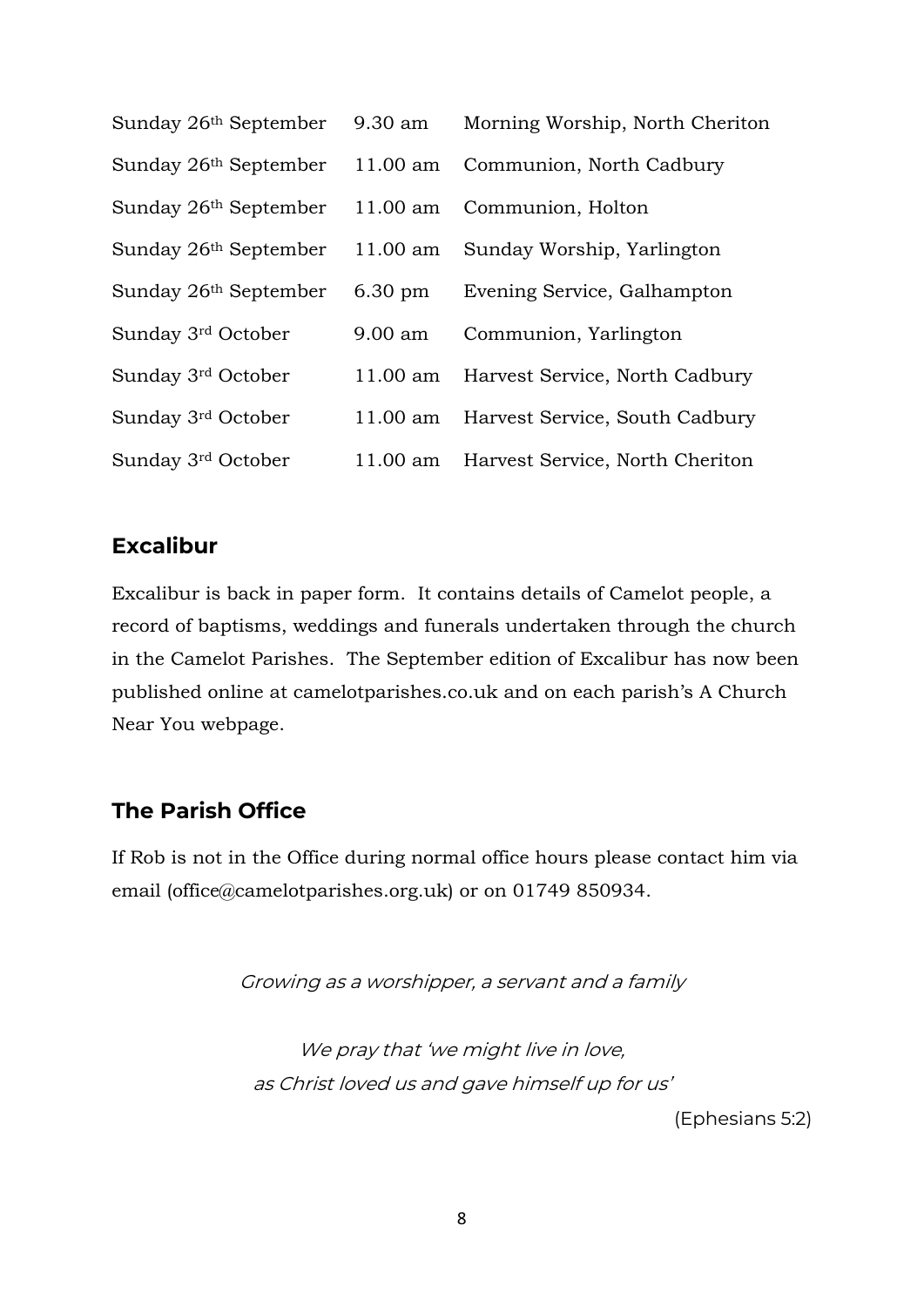| | | |
|---|---|---|
| Sunday 26th September | 9.30 am | Morning Worship, North Cheriton |
| Sunday 26th September | 11.00 am | Communion, North Cadbury |
| Sunday 26th September | 11.00 am | Communion, Holton |
| Sunday 26th September | 11.00 am | Sunday Worship, Yarlington |
| Sunday 26th September | 6.30 pm | Evening Service, Galhampton |
| Sunday 3rd October | 9.00 am | Communion, Yarlington |
| Sunday 3rd October | 11.00 am | Harvest Service, North Cadbury |
| Sunday 3rd October | 11.00 am | Harvest Service, South Cadbury |
| Sunday 3rd October | 11.00 am | Harvest Service, North Cheriton |

## Excalibur

Excalibur is back in paper form. It contains details of Camelot people, a record of baptisms, weddings and funerals undertaken through the church in the Camelot Parishes. The September edition of Excalibur has now been published online at camelotparishes.co.uk and on each parish's A Church Near You webpage.

## The Parish Office

If Rob is not in the Office during normal office hours please contact him via email (office@camelotparishes.org.uk) or on 01749 850934.

*Growing as a worshipper, a servant and a family*

*We pray that 'we might live in love,*
*as Christ loved us and gave himself up for us'*

(Ephesians 5:2)